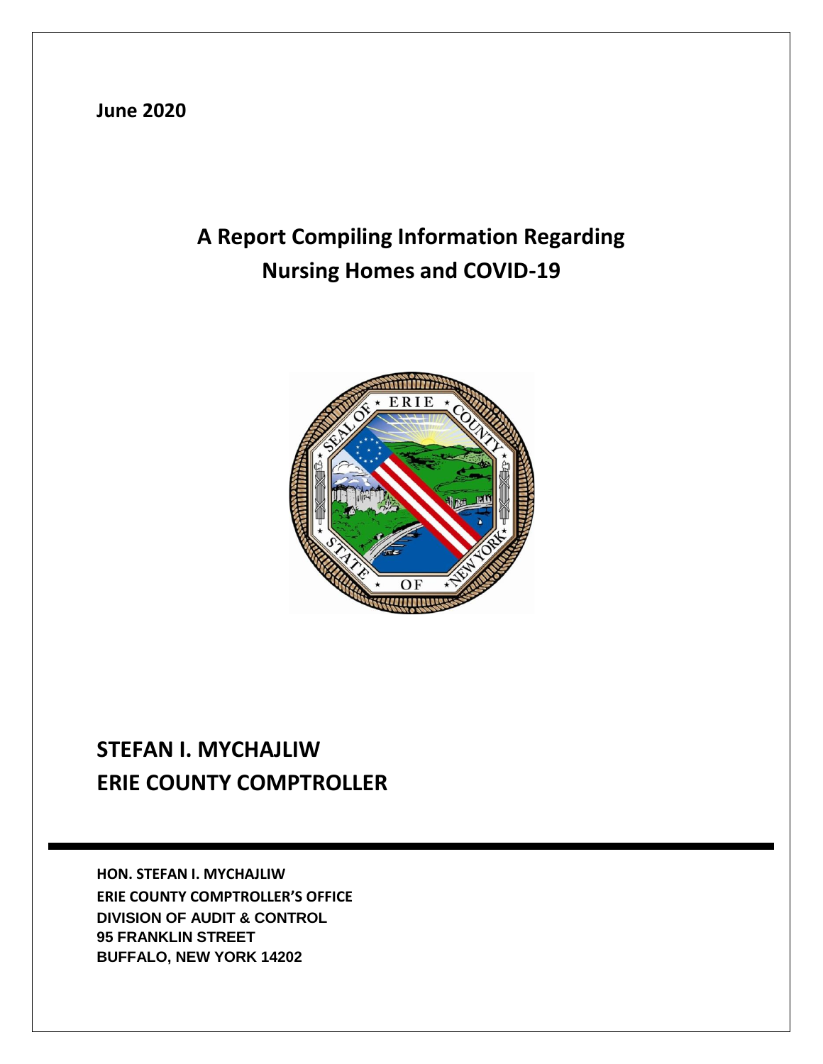**June 2020**

# A Report Compiling Information Regarding Nursing Homes and COVID-19

## STEFAN I. MYCHAJLIW
## ERIE COUNTY COMPTROLLER

**HON. STEFAN I. MYCHAJLIW**
**ERIE COUNTY COMPTROLLER'S OFFICE**
**DIVISION OF AUDIT & CONTROL**
**95 FRANKLIN STREET**
**BUFFALO, NEW YORK 14202**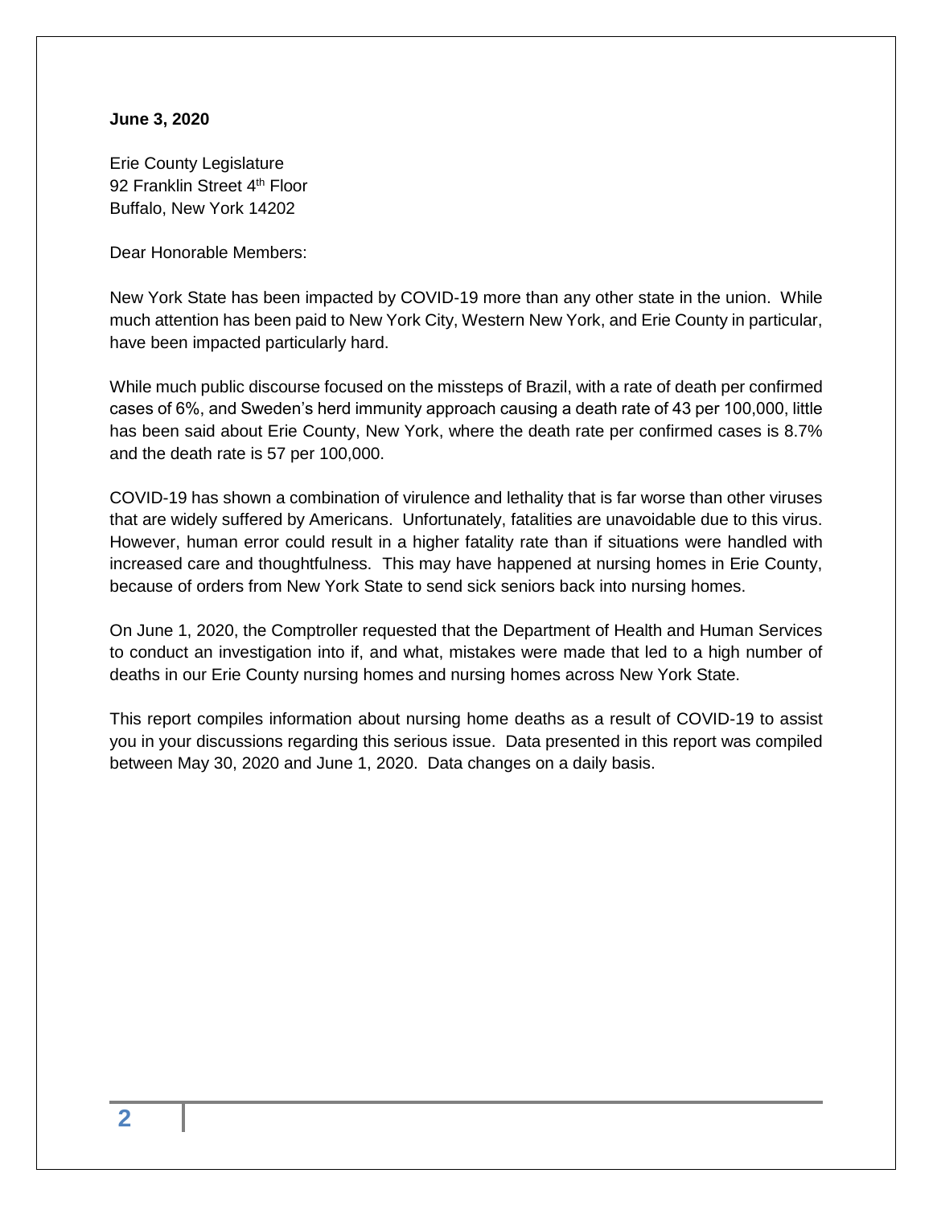**June 3, 2020**

Erie County Legislature
92 Franklin Street 4th Floor
Buffalo, New York 14202

Dear Honorable Members:

New York State has been impacted by COVID-19 more than any other state in the union. While much attention has been paid to New York City, Western New York, and Erie County in particular, have been impacted particularly hard.

While much public discourse focused on the missteps of Brazil, with a rate of death per confirmed cases of 6%, and Sweden's herd immunity approach causing a death rate of 43 per 100,000, little has been said about Erie County, New York, where the death rate per confirmed cases is 8.7% and the death rate is 57 per 100,000.

COVID-19 has shown a combination of virulence and lethality that is far worse than other viruses that are widely suffered by Americans. Unfortunately, fatalities are unavoidable due to this virus. However, human error could result in a higher fatality rate than if situations were handled with increased care and thoughtfulness. This may have happened at nursing homes in Erie County, because of orders from New York State to send sick seniors back into nursing homes.

On June 1, 2020, the Comptroller requested that the Department of Health and Human Services to conduct an investigation into if, and what, mistakes were made that led to a high number of deaths in our Erie County nursing homes and nursing homes across New York State.

This report compiles information about nursing home deaths as a result of COVID-19 to assist you in your discussions regarding this serious issue. Data presented in this report was compiled between May 30, 2020 and June 1, 2020. Data changes on a daily basis.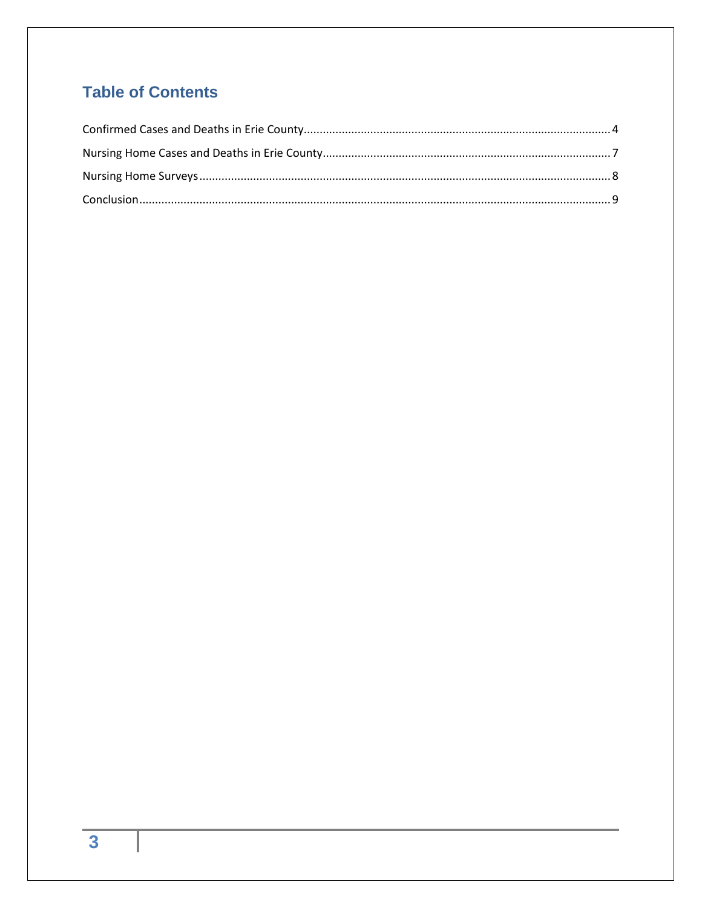# Table of Contents

Confirmed Cases and Deaths in Erie County.......................................................................................... 4

Nursing Home Cases and Deaths in Erie County..................................................................................... 7

Nursing Home Surveys.............................................................................................................................. 8

Conclusion.................................................................................................................................................. 9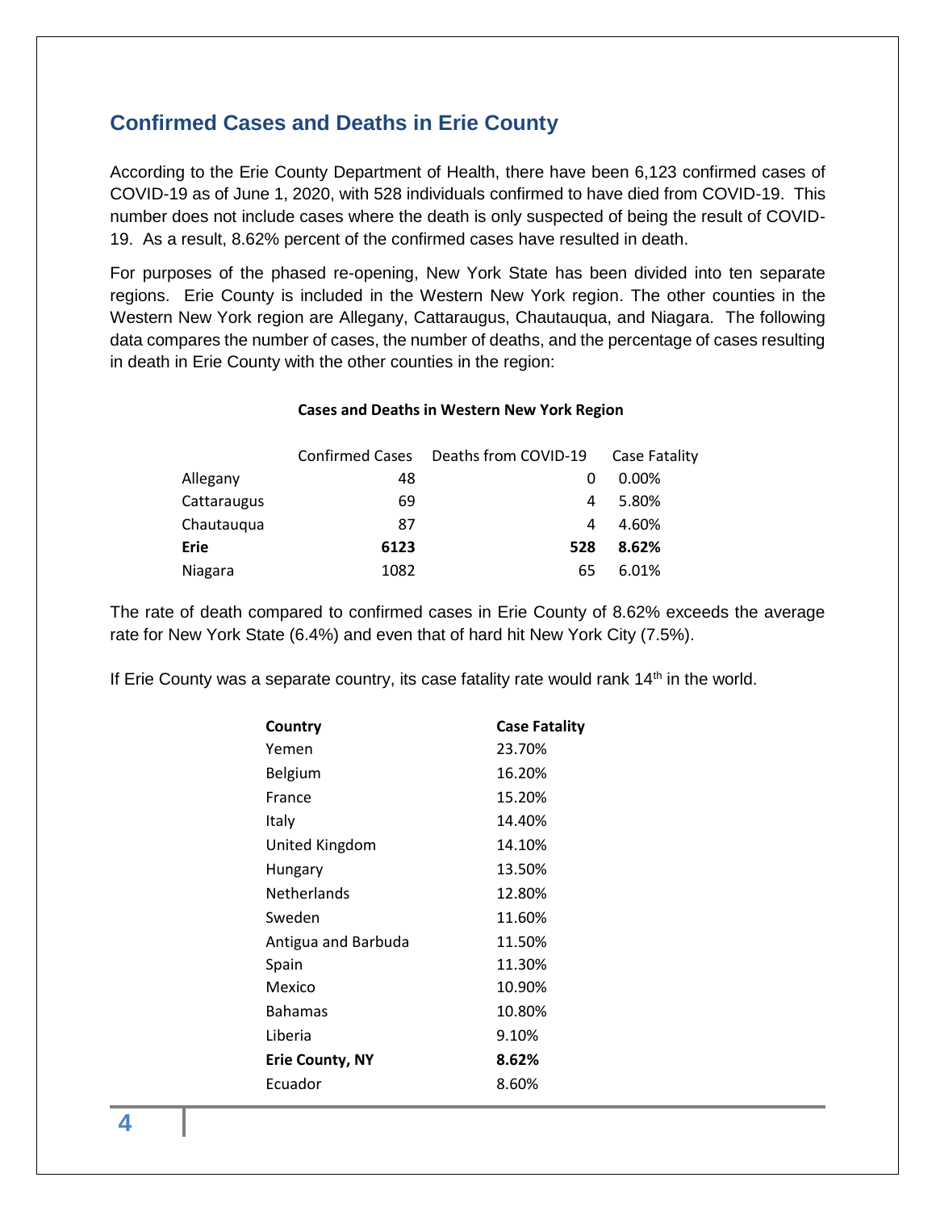## Confirmed Cases and Deaths in Erie County

According to the Erie County Department of Health, there have been 6,123 confirmed cases of COVID-19 as of June 1, 2020, with 528 individuals confirmed to have died from COVID-19. This number does not include cases where the death is only suspected of being the result of COVID-19. As a result, 8.62% percent of the confirmed cases have resulted in death.

For purposes of the phased re-opening, New York State has been divided into ten separate regions. Erie County is included in the Western New York region. The other counties in the Western New York region are Allegany, Cattaraugus, Chautauqua, and Niagara. The following data compares the number of cases, the number of deaths, and the percentage of cases resulting in death in Erie County with the other counties in the region:

**Cases and Deaths in Western New York Region**

| | Confirmed Cases | Deaths from COVID-19 | Case Fatality |
|---|---|---|---|
| Allegany | 48 | 0 | 0.00% |
| Cattaraugus | 69 | 4 | 5.80% |
| Chautauqua | 87 | 4 | 4.60% |
| **Erie** | **6123** | **528** | **8.62%** |
| Niagara | 1082 | 65 | 6.01% |

The rate of death compared to confirmed cases in Erie County of 8.62% exceeds the average rate for New York State (6.4%) and even that of hard hit New York City (7.5%).

If Erie County was a separate country, its case fatality rate would rank 14th in the world.

| Country | Case Fatality |
|---|---|
| Yemen | 23.70% |
| Belgium | 16.20% |
| France | 15.20% |
| Italy | 14.40% |
| United Kingdom | 14.10% |
| Hungary | 13.50% |
| Netherlands | 12.80% |
| Sweden | 11.60% |
| Antigua and Barbuda | 11.50% |
| Spain | 11.30% |
| Mexico | 10.90% |
| Bahamas | 10.80% |
| Liberia | 9.10% |
| **Erie County, NY** | **8.62%** |
| Ecuador | 8.60% |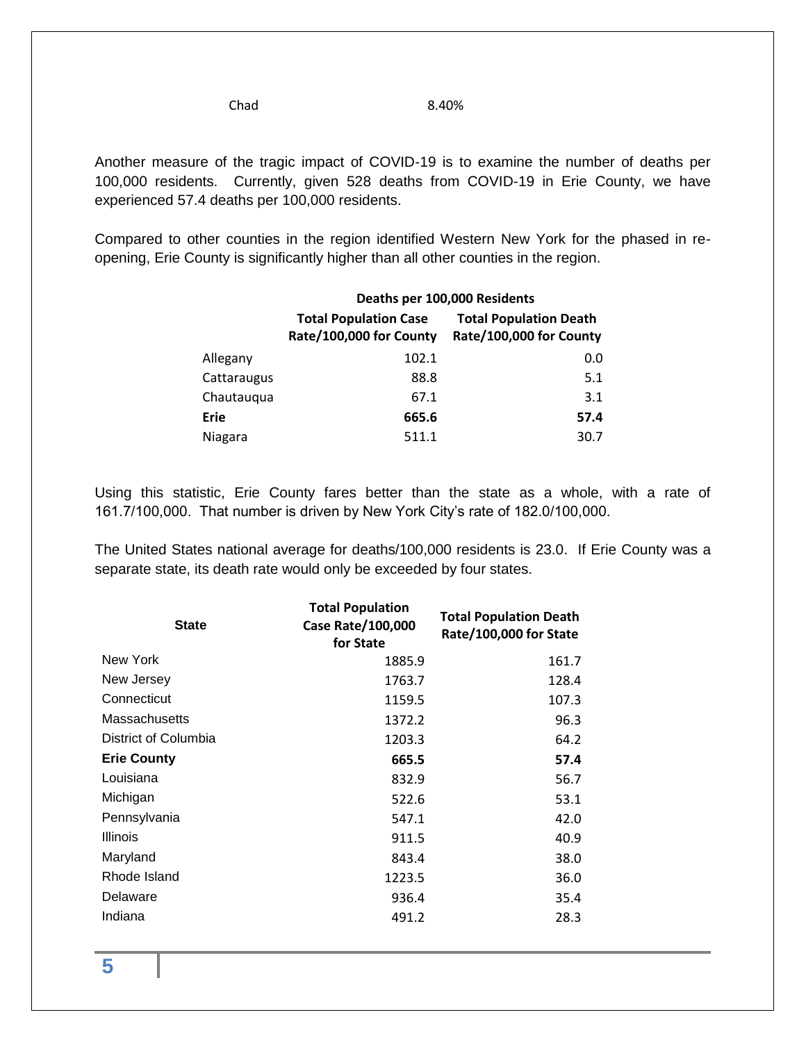| Chad | 8.40% |
|---|---|

Another measure of the tragic impact of COVID-19 is to examine the number of deaths per 100,000 residents. Currently, given 528 deaths from COVID-19 in Erie County, we have experienced 57.4 deaths per 100,000 residents.

Compared to other counties in the region identified Western New York for the phased in re-opening, Erie County is significantly higher than all other counties in the region.

| | Deaths per 100,000 Residents | |
|---|---|---|
| | **Total Population Case Rate/100,000 for County** | **Total Population Death Rate/100,000 for County** |
| Allegany | 102.1 | 0.0 |
| Cattaraugus | 88.8 | 5.1 |
| Chautauqua | 67.1 | 3.1 |
| **Erie** | **665.6** | **57.4** |
| Niagara | 511.1 | 30.7 |

Using this statistic, Erie County fares better than the state as a whole, with a rate of 161.7/100,000. That number is driven by New York City's rate of 182.0/100,000.

The United States national average for deaths/100,000 residents is 23.0. If Erie County was a separate state, its death rate would only be exceeded by four states.

| State | Total Population Case Rate/100,000 for State | Total Population Death Rate/100,000 for State |
|---|---|---|
| New York | 1885.9 | 161.7 |
| New Jersey | 1763.7 | 128.4 |
| Connecticut | 1159.5 | 107.3 |
| Massachusetts | 1372.2 | 96.3 |
| District of Columbia | 1203.3 | 64.2 |
| **Erie County** | **665.5** | **57.4** |
| Louisiana | 832.9 | 56.7 |
| Michigan | 522.6 | 53.1 |
| Pennsylvania | 547.1 | 42.0 |
| Illinois | 911.5 | 40.9 |
| Maryland | 843.4 | 38.0 |
| Rhode Island | 1223.5 | 36.0 |
| Delaware | 936.4 | 35.4 |
| Indiana | 491.2 | 28.3 |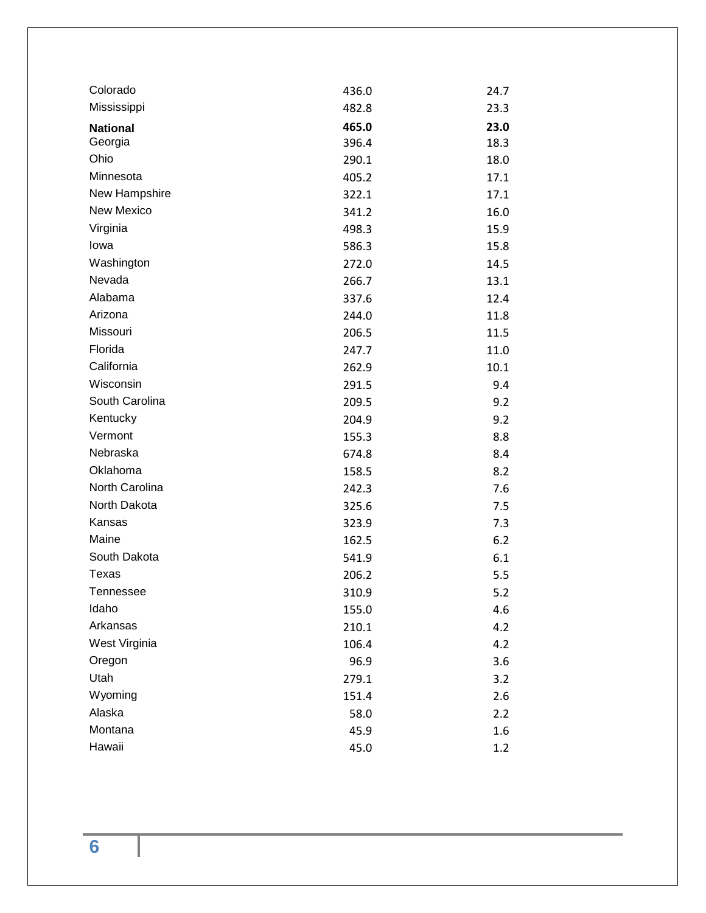| | | |
|---|---|---|
| Colorado | 436.0 | 24.7 |
| Mississippi | 482.8 | 23.3 |
| **National** | **465.0** | **23.0** |
| Georgia | 396.4 | 18.3 |
| Ohio | 290.1 | 18.0 |
| Minnesota | 405.2 | 17.1 |
| New Hampshire | 322.1 | 17.1 |
| New Mexico | 341.2 | 16.0 |
| Virginia | 498.3 | 15.9 |
| Iowa | 586.3 | 15.8 |
| Washington | 272.0 | 14.5 |
| Nevada | 266.7 | 13.1 |
| Alabama | 337.6 | 12.4 |
| Arizona | 244.0 | 11.8 |
| Missouri | 206.5 | 11.5 |
| Florida | 247.7 | 11.0 |
| California | 262.9 | 10.1 |
| Wisconsin | 291.5 | 9.4 |
| South Carolina | 209.5 | 9.2 |
| Kentucky | 204.9 | 9.2 |
| Vermont | 155.3 | 8.8 |
| Nebraska | 674.8 | 8.4 |
| Oklahoma | 158.5 | 8.2 |
| North Carolina | 242.3 | 7.6 |
| North Dakota | 325.6 | 7.5 |
| Kansas | 323.9 | 7.3 |
| Maine | 162.5 | 6.2 |
| South Dakota | 541.9 | 6.1 |
| Texas | 206.2 | 5.5 |
| Tennessee | 310.9 | 5.2 |
| Idaho | 155.0 | 4.6 |
| Arkansas | 210.1 | 4.2 |
| West Virginia | 106.4 | 4.2 |
| Oregon | 96.9 | 3.6 |
| Utah | 279.1 | 3.2 |
| Wyoming | 151.4 | 2.6 |
| Alaska | 58.0 | 2.2 |
| Montana | 45.9 | 1.6 |
| Hawaii | 45.0 | 1.2 |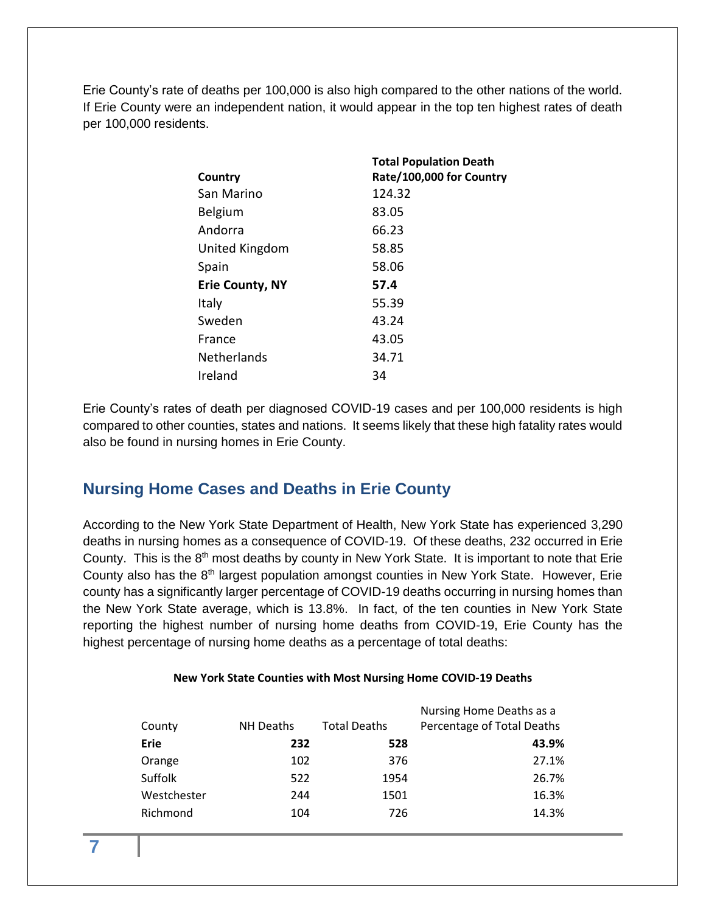Erie County's rate of deaths per 100,000 is also high compared to the other nations of the world. If Erie County were an independent nation, it would appear in the top ten highest rates of death per 100,000 residents.

| Country | Total Population Death Rate/100,000 for Country |
|---|---|
| San Marino | 124.32 |
| Belgium | 83.05 |
| Andorra | 66.23 |
| United Kingdom | 58.85 |
| Spain | 58.06 |
| **Erie County, NY** | **57.4** |
| Italy | 55.39 |
| Sweden | 43.24 |
| France | 43.05 |
| Netherlands | 34.71 |
| Ireland | 34 |

Erie County's rates of death per diagnosed COVID-19 cases and per 100,000 residents is high compared to other counties, states and nations. It seems likely that these high fatality rates would also be found in nursing homes in Erie County.

## Nursing Home Cases and Deaths in Erie County

According to the New York State Department of Health, New York State has experienced 3,290 deaths in nursing homes as a consequence of COVID-19. Of these deaths, 232 occurred in Erie County. This is the 8th most deaths by county in New York State. It is important to note that Erie County also has the 8th largest population amongst counties in New York State. However, Erie county has a significantly larger percentage of COVID-19 deaths occurring in nursing homes than the New York State average, which is 13.8%. In fact, of the ten counties in New York State reporting the highest number of nursing home deaths from COVID-19, Erie County has the highest percentage of nursing home deaths as a percentage of total deaths:

**New York State Counties with Most Nursing Home COVID-19 Deaths**

| County | NH Deaths | Total Deaths | Nursing Home Deaths as a Percentage of Total Deaths |
|---|---|---|---|
| **Erie** | **232** | **528** | **43.9%** |
| Orange | 102 | 376 | 27.1% |
| Suffolk | 522 | 1954 | 26.7% |
| Westchester | 244 | 1501 | 16.3% |
| Richmond | 104 | 726 | 14.3% |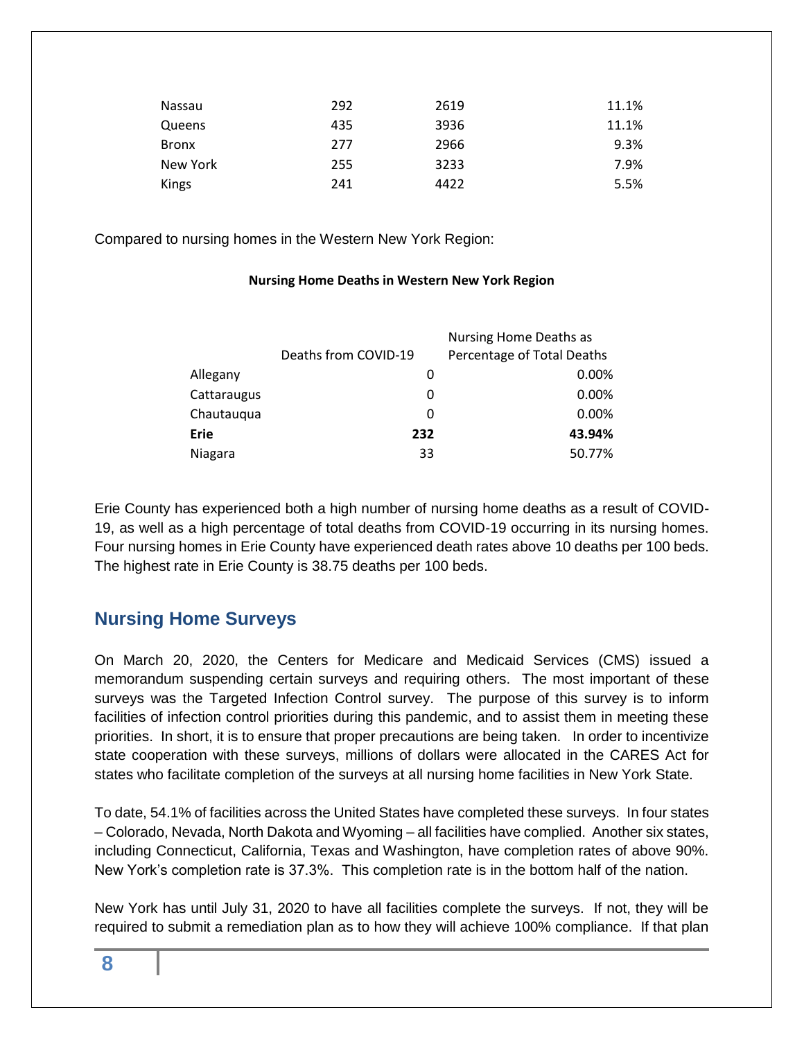| | | | |
|---|---|---|---|
| Nassau | 292 | 2619 | 11.1% |
| Queens | 435 | 3936 | 11.1% |
| Bronx | 277 | 2966 | 9.3% |
| New York | 255 | 3233 | 7.9% |
| Kings | 241 | 4422 | 5.5% |

Compared to nursing homes in the Western New York Region:

**Nursing Home Deaths in Western New York Region**

| | Deaths from COVID-19 | Nursing Home Deaths as Percentage of Total Deaths |
|---|---|---|
| Allegany | 0 | 0.00% |
| Cattaraugus | 0 | 0.00% |
| Chautauqua | 0 | 0.00% |
| **Erie** | **232** | **43.94%** |
| Niagara | 33 | 50.77% |

Erie County has experienced both a high number of nursing home deaths as a result of COVID-19, as well as a high percentage of total deaths from COVID-19 occurring in its nursing homes. Four nursing homes in Erie County have experienced death rates above 10 deaths per 100 beds. The highest rate in Erie County is 38.75 deaths per 100 beds.

## Nursing Home Surveys

On March 20, 2020, the Centers for Medicare and Medicaid Services (CMS) issued a memorandum suspending certain surveys and requiring others. The most important of these surveys was the Targeted Infection Control survey. The purpose of this survey is to inform facilities of infection control priorities during this pandemic, and to assist them in meeting these priorities. In short, it is to ensure that proper precautions are being taken. In order to incentivize state cooperation with these surveys, millions of dollars were allocated in the CARES Act for states who facilitate completion of the surveys at all nursing home facilities in New York State.

To date, 54.1% of facilities across the United States have completed these surveys. In four states – Colorado, Nevada, North Dakota and Wyoming – all facilities have complied. Another six states, including Connecticut, California, Texas and Washington, have completion rates of above 90%. New York's completion rate is 37.3%. This completion rate is in the bottom half of the nation.

New York has until July 31, 2020 to have all facilities complete the surveys. If not, they will be required to submit a remediation plan as to how they will achieve 100% compliance. If that plan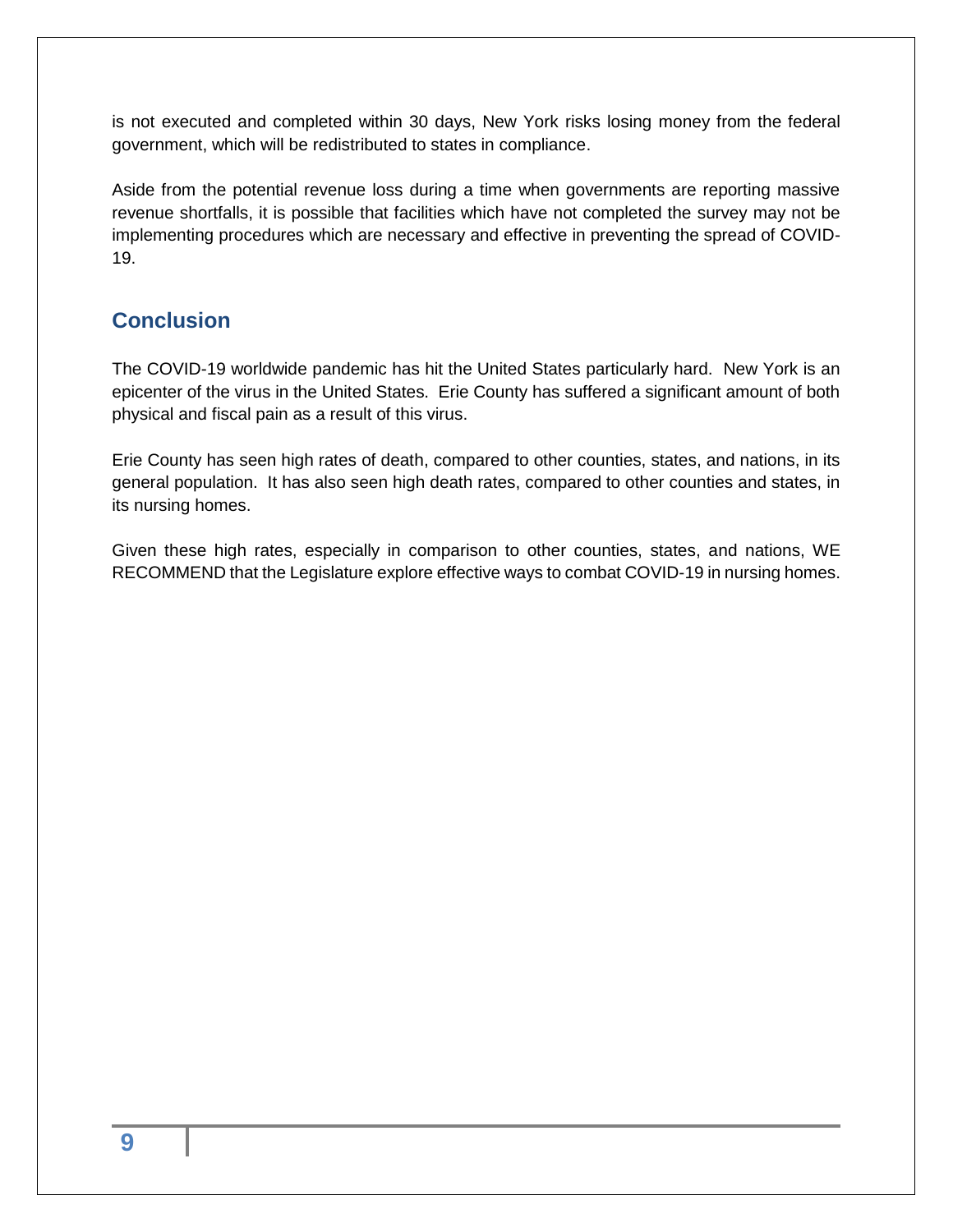is not executed and completed within 30 days, New York risks losing money from the federal government, which will be redistributed to states in compliance.

Aside from the potential revenue loss during a time when governments are reporting massive revenue shortfalls, it is possible that facilities which have not completed the survey may not be implementing procedures which are necessary and effective in preventing the spread of COVID-19.

## Conclusion

The COVID-19 worldwide pandemic has hit the United States particularly hard. New York is an epicenter of the virus in the United States. Erie County has suffered a significant amount of both physical and fiscal pain as a result of this virus.

Erie County has seen high rates of death, compared to other counties, states, and nations, in its general population. It has also seen high death rates, compared to other counties and states, in its nursing homes.

Given these high rates, especially in comparison to other counties, states, and nations, WE RECOMMEND that the Legislature explore effective ways to combat COVID-19 in nursing homes.